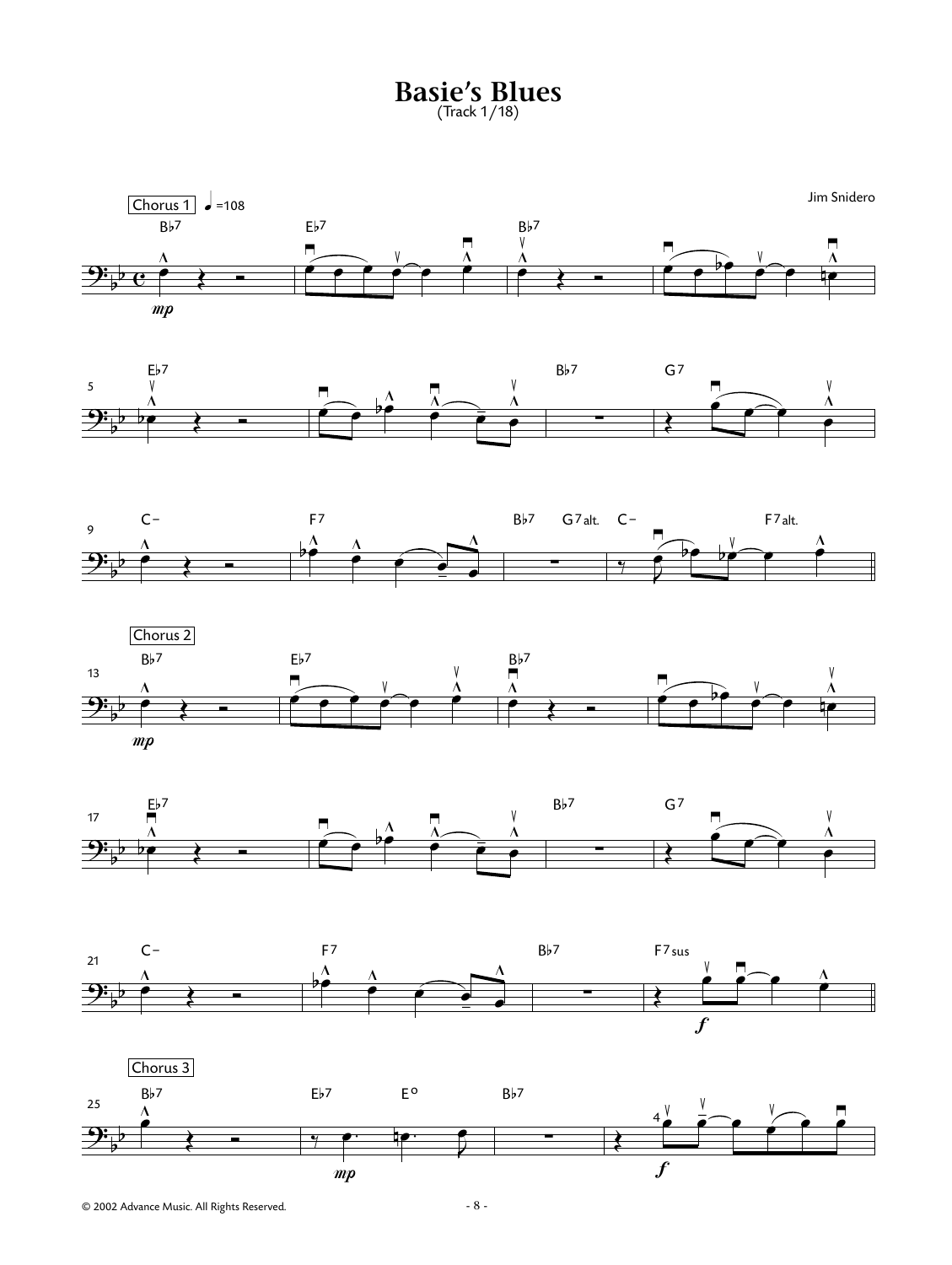# Basie's Blues

(Track 1/18)

Jim Snidero

© 2002 Advance Music. All Rights Reserved.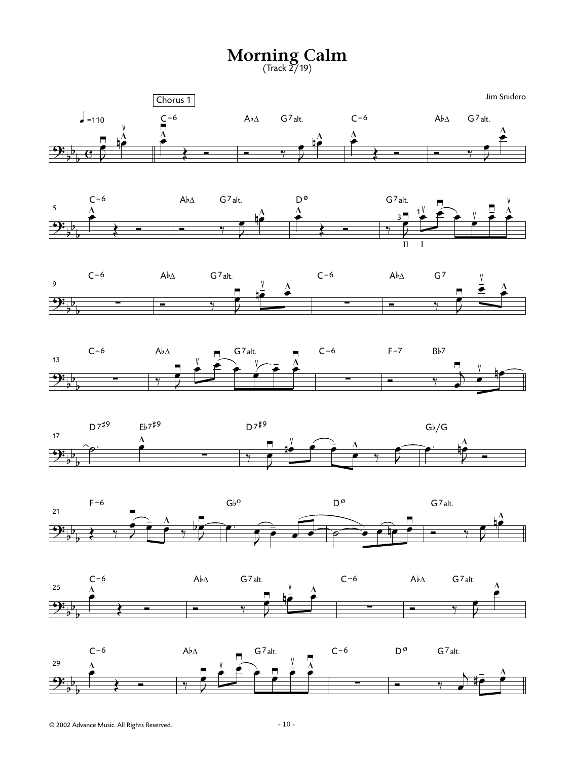# Morning Calm

(Track 2/19)

Jim Snidero

Chorus 1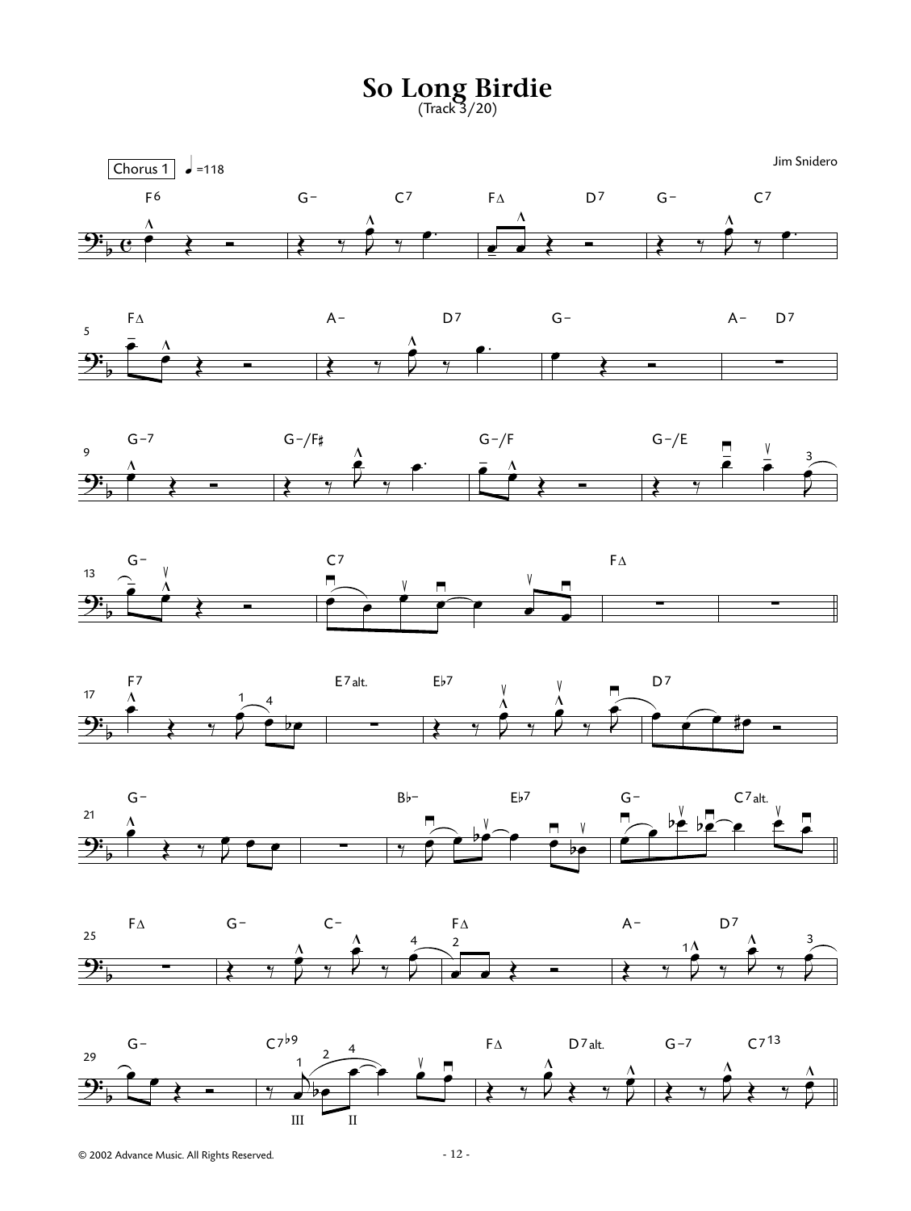# So Long Birdie

(Track 3/20)

Jim Snidero

Chorus 1 ♩=118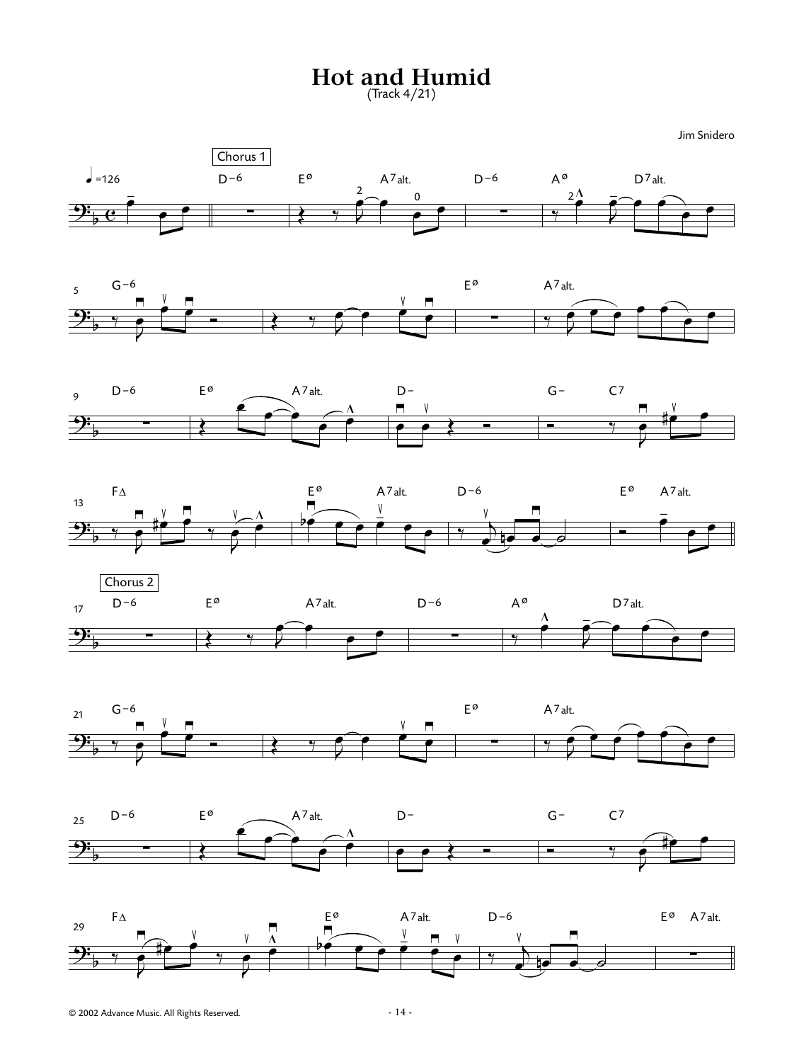# Hot and Humid

(Track 4/21)

Jim Snidero

Chorus 1

♩=126

D–6 | E ø | A7alt. | D–6 | A ø | D7alt.

G–6 | E ø | A7alt.

D–6 | E ø | A7alt. | D– | G– | C7

F∆ | E ø | A7alt. | D–6 | E ø | A7alt.

Chorus 2

D–6 | E ø | A7alt. | D–6 | A ø | D7alt.

G–6 | E ø | A7alt.

D–6 | E ø | A7alt. | D– | G– | C7

F∆ | E ø | A7alt. | D–6 | E ø | A7alt.

© 2002 Advance Music. All Rights Reserved.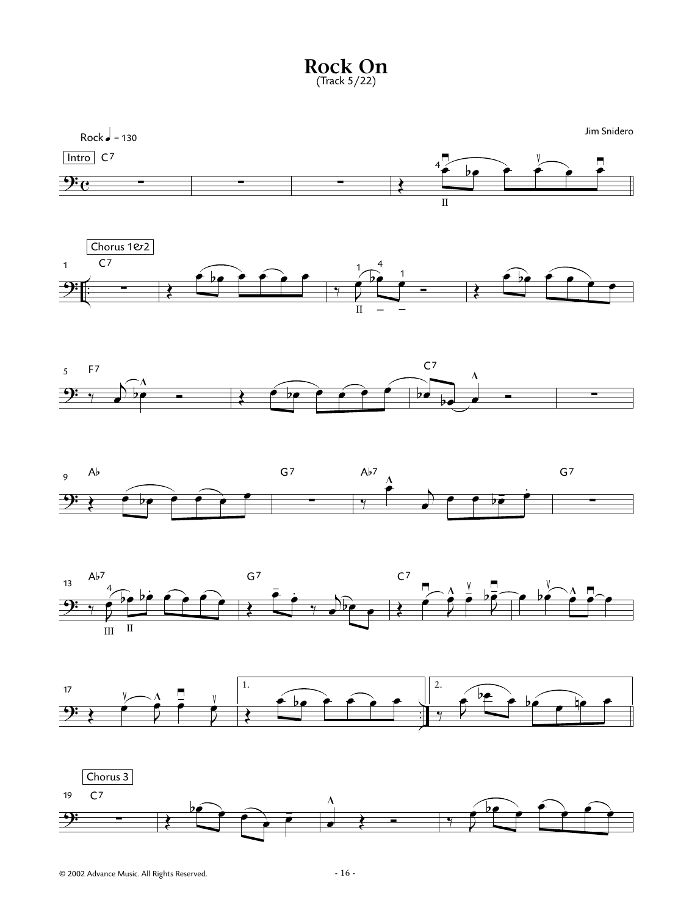# Rock On

(Track 5/22)

Jim Snidero

Rock ♩ = 130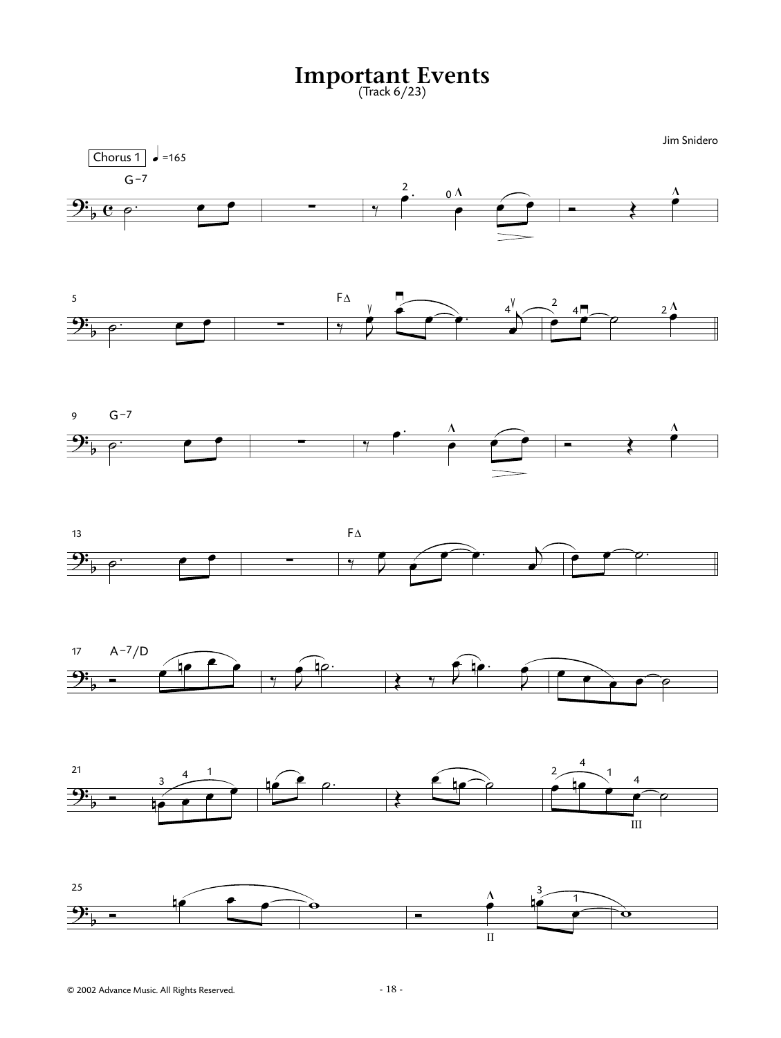# Important Events

(Track 6/23)

Jim Snidero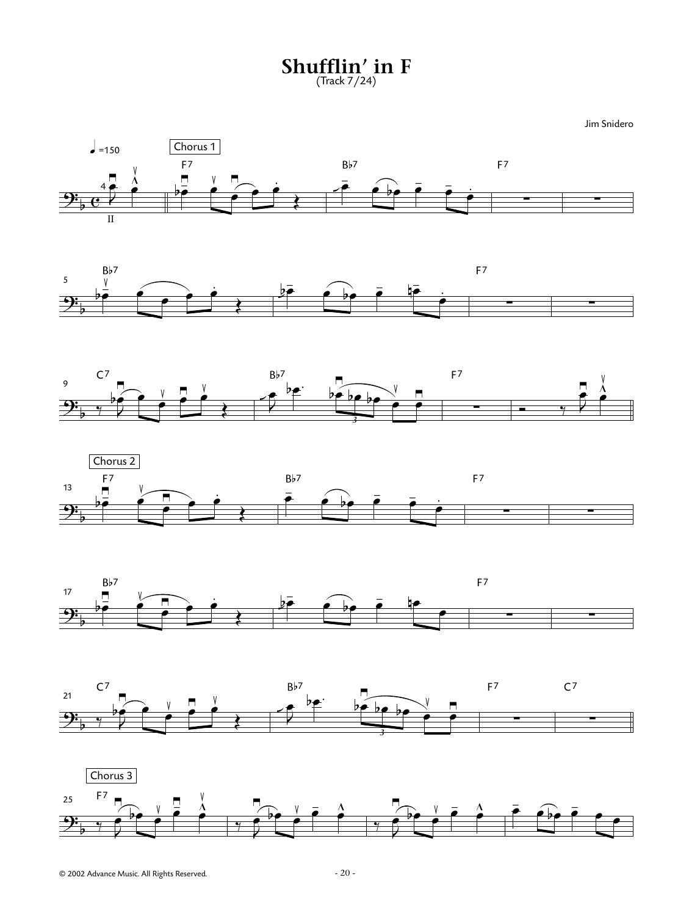# Shufflin' in F

(Track 7/24)

Jim Snidero

♩=150

Chorus 1

F7 B♭7 F7

B♭7 F7

C7 B♭7 F7

Chorus 2

F7 B♭7 F7

B♭7 F7

C7 B♭7 F7 C7

Chorus 3

F7

© 2002 Advance Music. All Rights Reserved.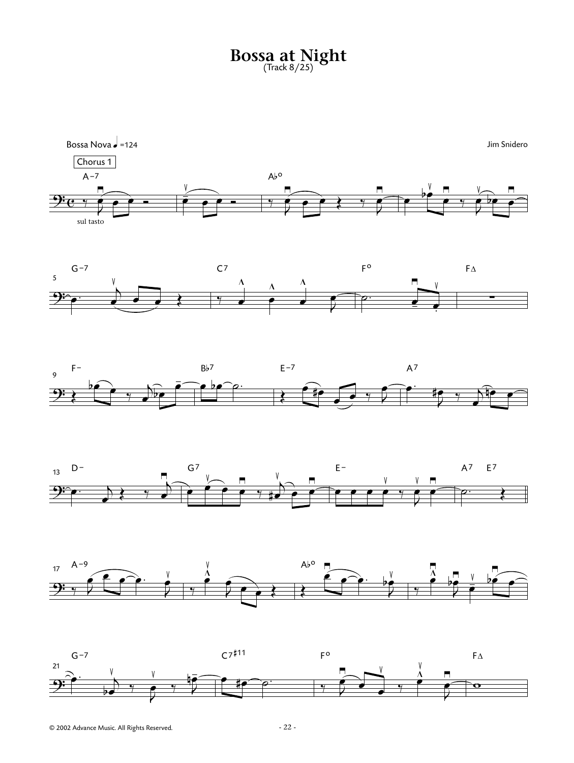# Bossa at Night

(Track 8/25)

Bossa Nova ♩=124

Jim Snidero

Chorus 1

sul tasto

© 2002 Advance Music. All Rights Reserved.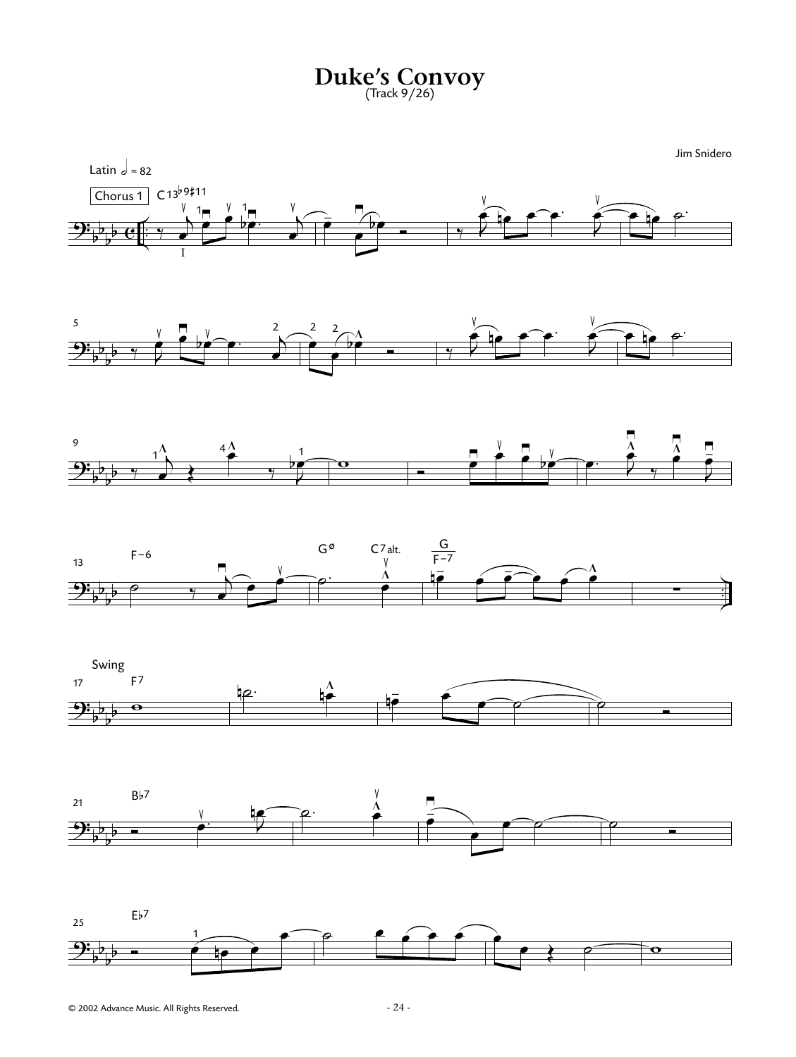# Duke's Convoy

(Track 9/26)

Jim Snidero

Latin 𝅗𝅥 = 82

Chorus 1 — C13♭9♯11

F−6 — Gø — C7alt. — G/F−7

Swing

F7

B♭7

E♭7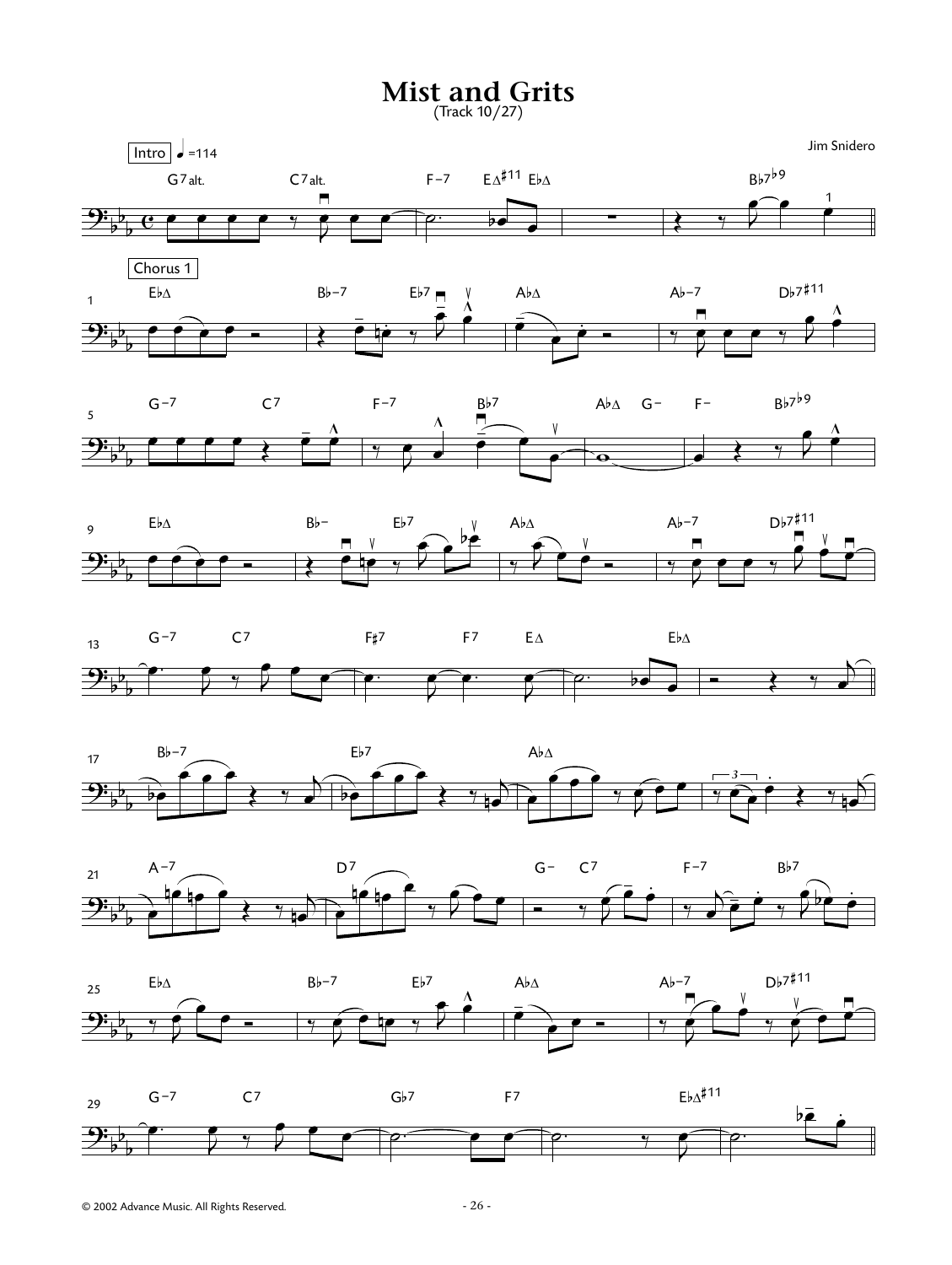# Mist and Grits

(Track 10/27)

Jim Snidero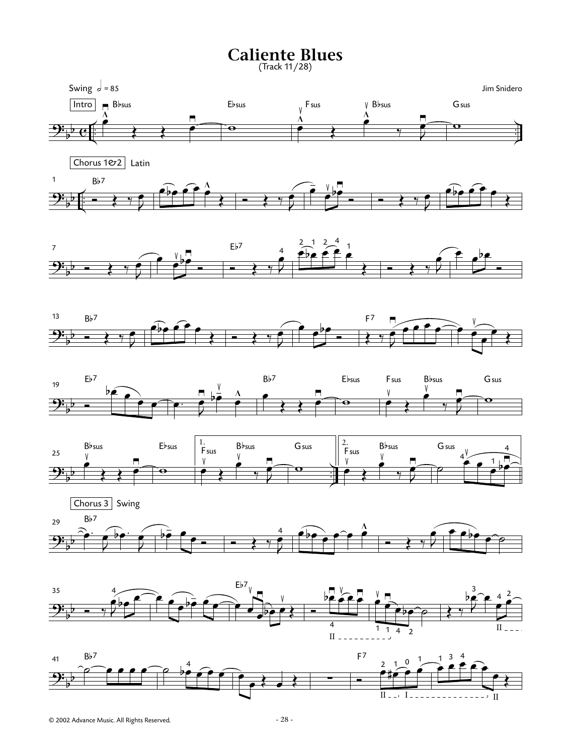# Caliente Blues

(Track 11/28)

Swing $\frac{1}{2}$ = 85

Jim Snidero

© 2002 Advance Music. All Rights Reserved.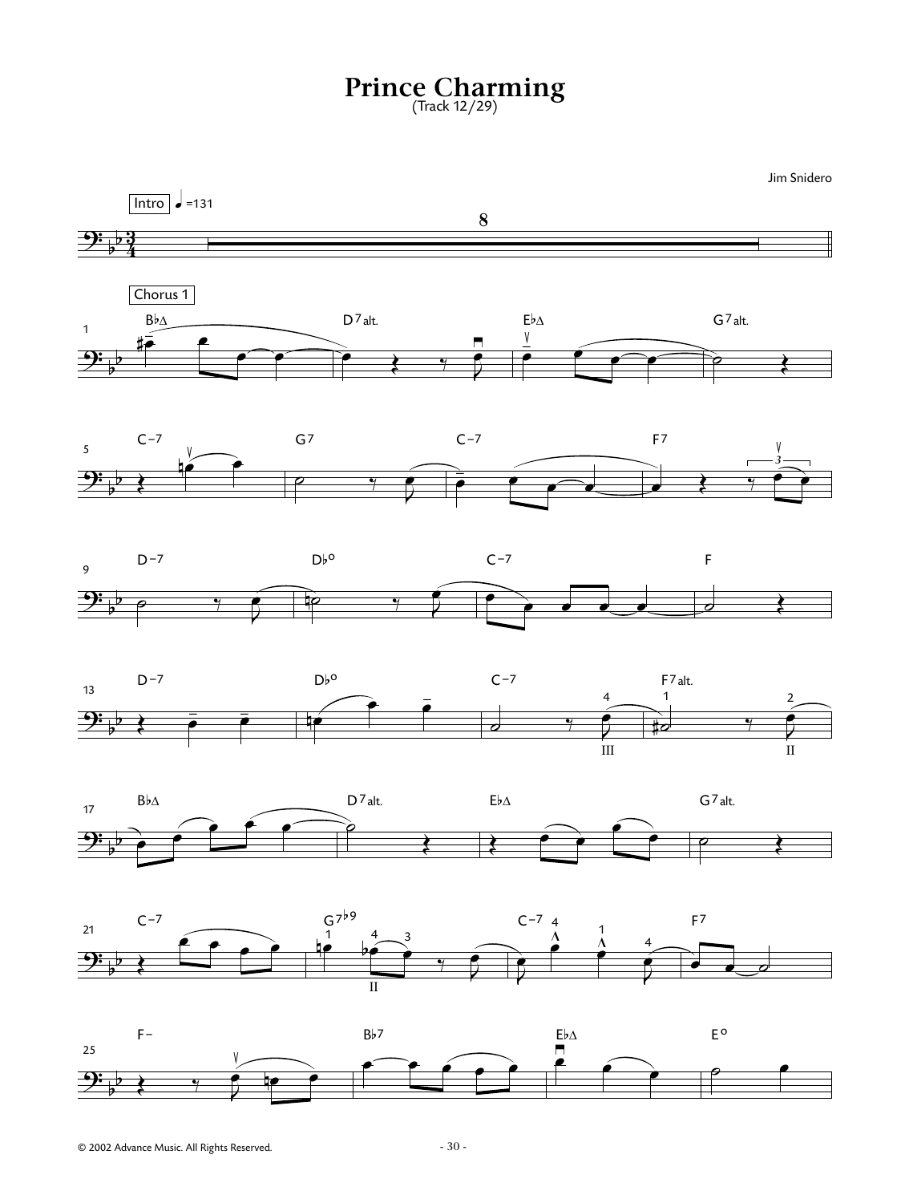# Prince Charming

(Track 12/29)

Jim Snidero

Intro ♩=131

Chorus 1

B♭Δ D7alt. E♭Δ G7alt.

C−7 G7 C−7 F7

D−7 D♭o C−7 F

D−7 D♭o C−7 F7alt.

B♭Δ D7alt. E♭Δ G7alt.

C−7 G7♭9 C−7 F7

F− B♭7 E♭Δ Eo

© 2002 Advance Music. All Rights Reserved.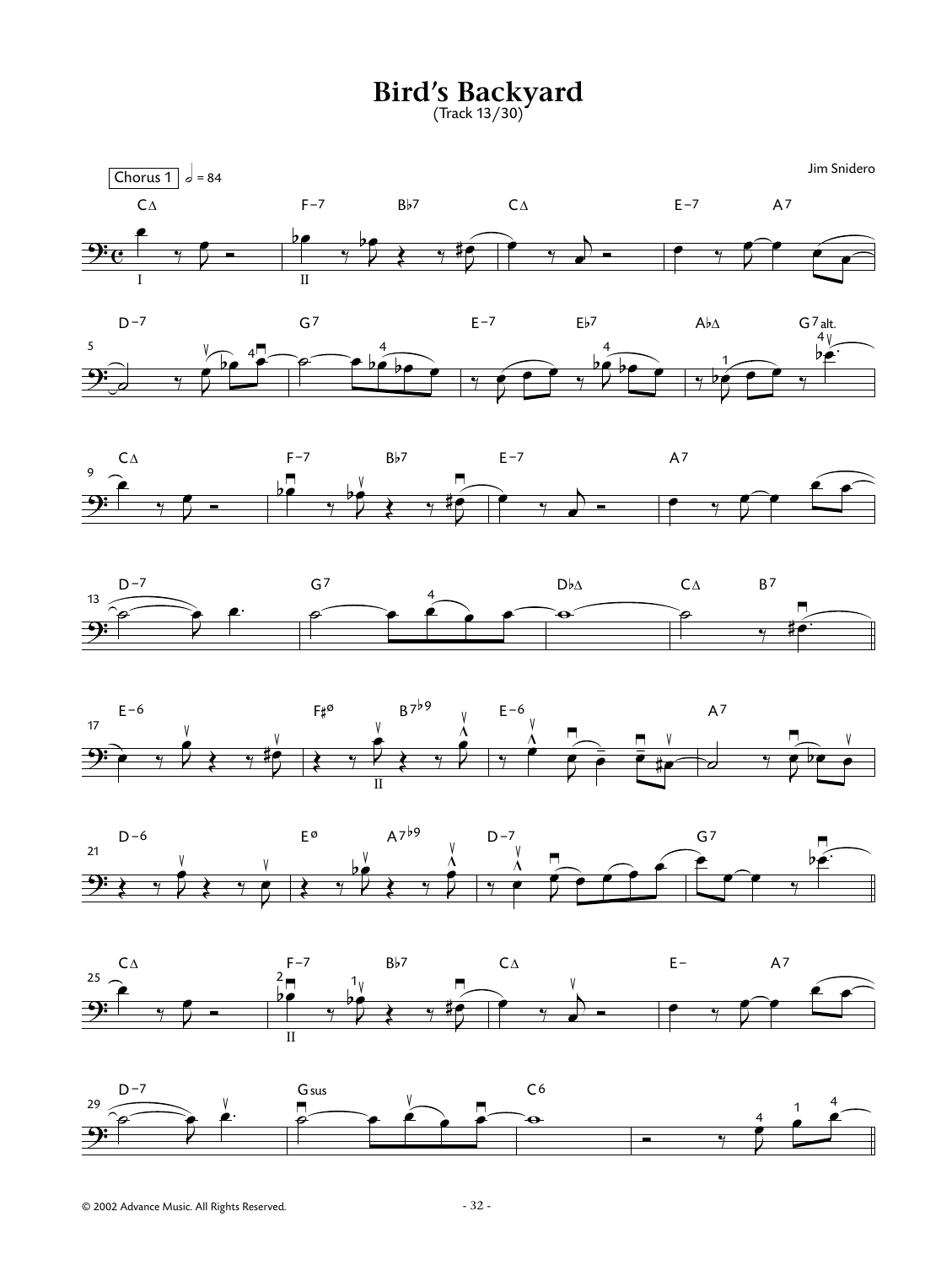# Bird's Backyard

(Track 13/30)

Jim Snidero

Chorus 1 — 𝅗𝅥 = 84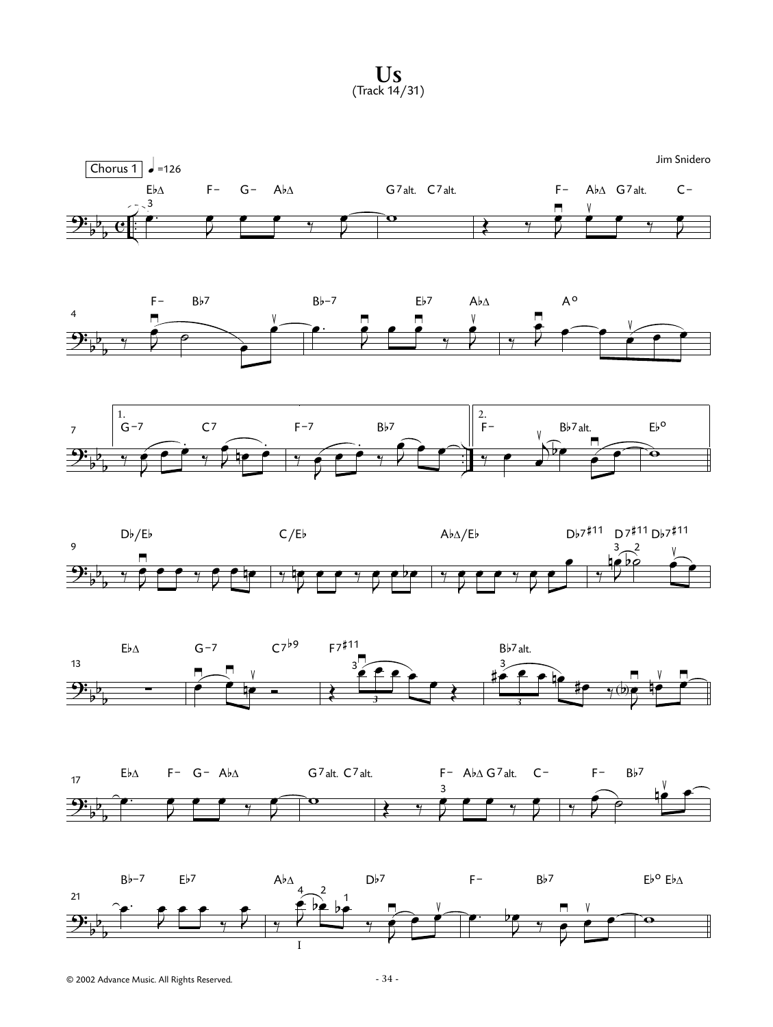# Us

(Track 14/31)

Jim Snidero

Chorus 1 ♩=126

© 2002 Advance Music. All Rights Reserved.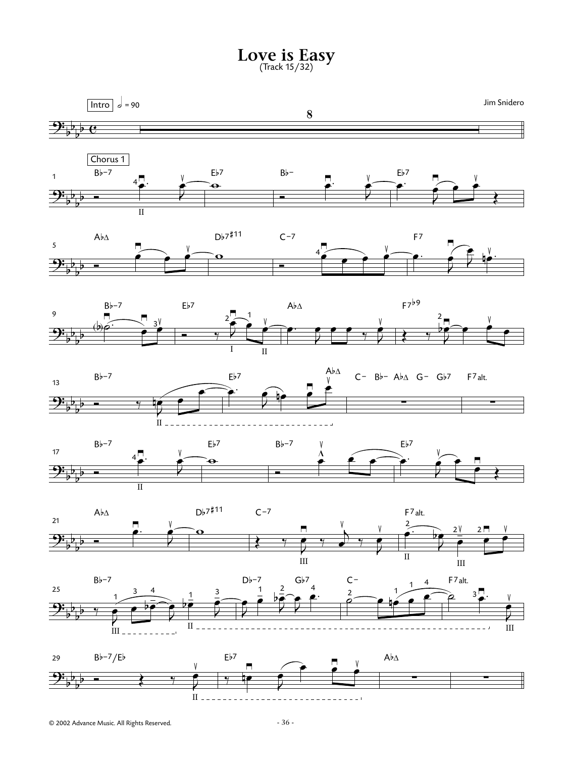# Love is Easy

(Track 15/32)

Jim Snidero